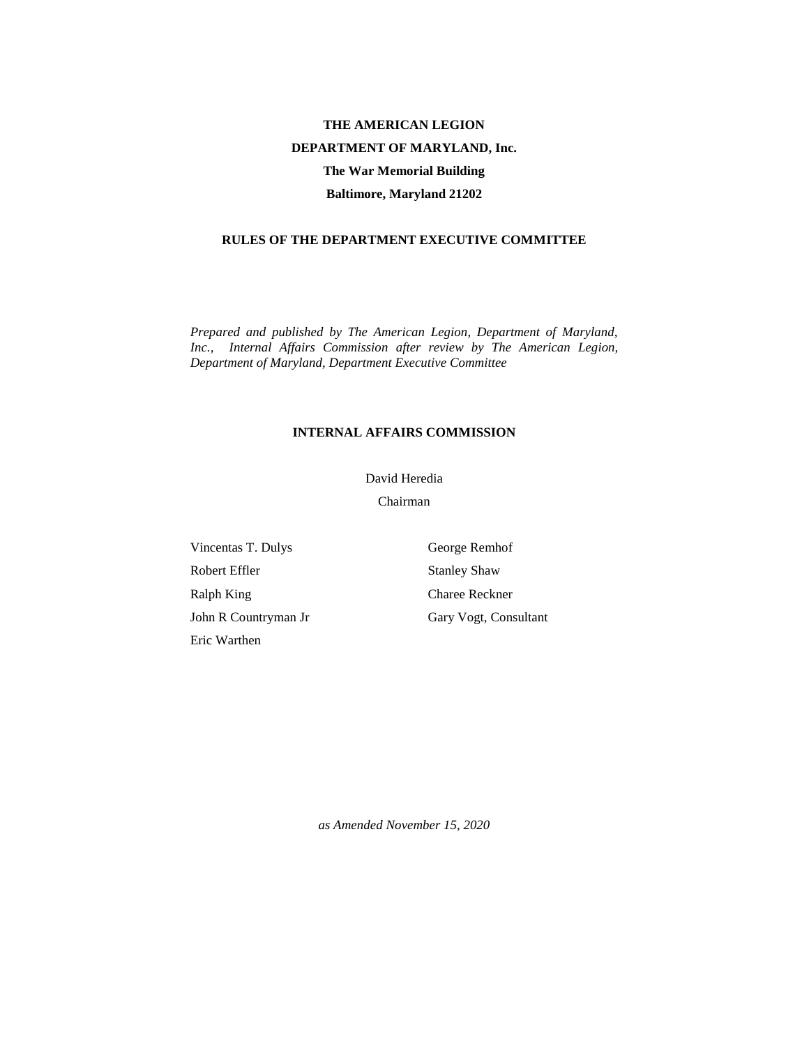**THE AMERICAN LEGION**

**DEPARTMENT OF MARYLAND, Inc.**

**The War Memorial Building**

**Baltimore, Maryland 21202**

**RULES OF THE DEPARTMENT EXECUTIVE COMMITTEE**

*Prepared and published by The American Legion, Department of Maryland, Inc., Internal Affairs Commission after review by The American Legion, Department of Maryland, Department Executive Committee*

**INTERNAL AFFAIRS COMMISSION**

David Heredia

Chairman

Vincentas T. Dulys

Robert Effler

Ralph King

John R Countryman Jr

Eric Warthen

George Remhof

Stanley Shaw

Charee Reckner

Gary Vogt, Consultant

*as Amended November 15, 2020*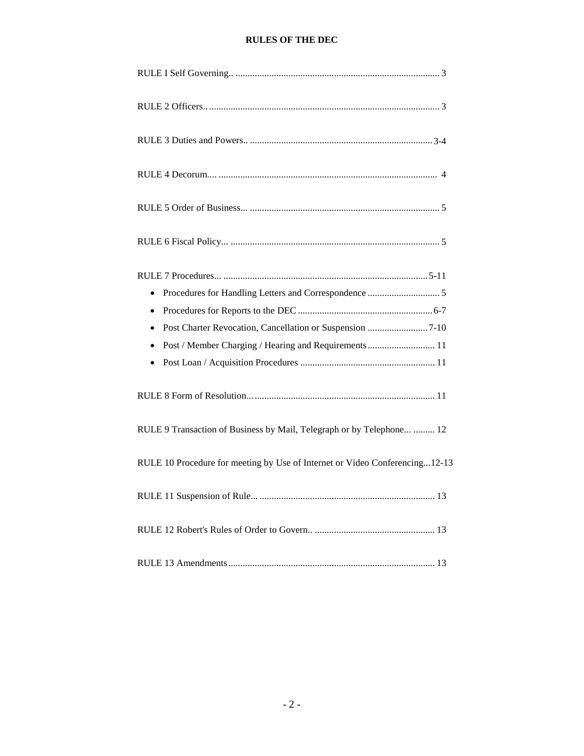**RULES OF THE DEC**

RULE I Self Governing.. .................................................................................... 3

RULE 2 Officers.. .............................................................................................. 3

RULE 3 Duties and Powers.. ..........................................................................3-4

RULE 4 Decorum.... .......................................................................................... 4

RULE 5 Order of Business... .............................................................................. 5

RULE 6 Fiscal Policy... ...................................................................................... 5

RULE 7 Procedures... ...................................................................................5-11

- Procedures for Handling Letters and Correspondence ............................. 5
- Procedures for Reports to the DEC .......................................................6-7
- Post Charter Revocation, Cancellation or Suspension .........................7-10
- Post / Member Charging / Hearing and Requirements............................ 11
- Post Loan / Acquisition Procedures ....................................................... 11

RULE 8 Form of Resolution... .......................................................................... 11

RULE 9 Transaction of Business by Mail, Telegraph or by Telephone... ......... 12

RULE 10 Procedure for meeting by Use of Internet or Video Conferencing...12-13

RULE 11 Suspension of Rule... ........................................................................ 13

RULE 12 Robert's Rules of Order to Govern.. ................................................. 13

RULE 13 Amendments..................................................................................... 13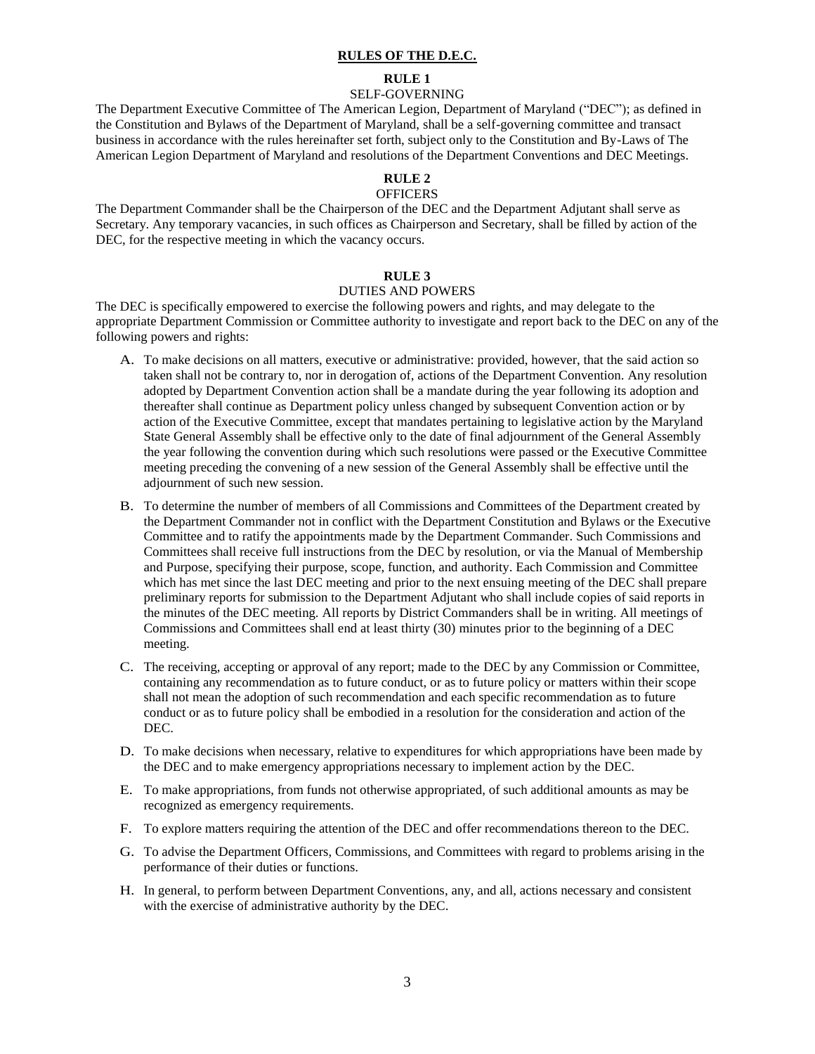# RULES OF THE D.E.C.

## RULE 1

### SELF-GOVERNING

The Department Executive Committee of The American Legion, Department of Maryland ("DEC"); as defined in the Constitution and Bylaws of the Department of Maryland, shall be a self-governing committee and transact business in accordance with the rules hereinafter set forth, subject only to the Constitution and By-Laws of The American Legion Department of Maryland and resolutions of the Department Conventions and DEC Meetings.

## RULE 2

### OFFICERS

The Department Commander shall be the Chairperson of the DEC and the Department Adjutant shall serve as Secretary. Any temporary vacancies, in such offices as Chairperson and Secretary, shall be filled by action of the DEC, for the respective meeting in which the vacancy occurs.

## RULE 3

### DUTIES AND POWERS

The DEC is specifically empowered to exercise the following powers and rights, and may delegate to the appropriate Department Commission or Committee authority to investigate and report back to the DEC on any of the following powers and rights:

A. To make decisions on all matters, executive or administrative: provided, however, that the said action so taken shall not be contrary to, nor in derogation of, actions of the Department Convention. Any resolution adopted by Department Convention action shall be a mandate during the year following its adoption and thereafter shall continue as Department policy unless changed by subsequent Convention action or by action of the Executive Committee, except that mandates pertaining to legislative action by the Maryland State General Assembly shall be effective only to the date of final adjournment of the General Assembly the year following the convention during which such resolutions were passed or the Executive Committee meeting preceding the convening of a new session of the General Assembly shall be effective until the adjournment of such new session.

B. To determine the number of members of all Commissions and Committees of the Department created by the Department Commander not in conflict with the Department Constitution and Bylaws or the Executive Committee and to ratify the appointments made by the Department Commander. Such Commissions and Committees shall receive full instructions from the DEC by resolution, or via the Manual of Membership and Purpose, specifying their purpose, scope, function, and authority. Each Commission and Committee which has met since the last DEC meeting and prior to the next ensuing meeting of the DEC shall prepare preliminary reports for submission to the Department Adjutant who shall include copies of said reports in the minutes of the DEC meeting. All reports by District Commanders shall be in writing. All meetings of Commissions and Committees shall end at least thirty (30) minutes prior to the beginning of a DEC meeting.

C. The receiving, accepting or approval of any report; made to the DEC by any Commission or Committee, containing any recommendation as to future conduct, or as to future policy or matters within their scope shall not mean the adoption of such recommendation and each specific recommendation as to future conduct or as to future policy shall be embodied in a resolution for the consideration and action of the DEC.

D. To make decisions when necessary, relative to expenditures for which appropriations have been made by the DEC and to make emergency appropriations necessary to implement action by the DEC.

E. To make appropriations, from funds not otherwise appropriated, of such additional amounts as may be recognized as emergency requirements.

F. To explore matters requiring the attention of the DEC and offer recommendations thereon to the DEC.

G. To advise the Department Officers, Commissions, and Committees with regard to problems arising in the performance of their duties or functions.

H. In general, to perform between Department Conventions, any, and all, actions necessary and consistent with the exercise of administrative authority by the DEC.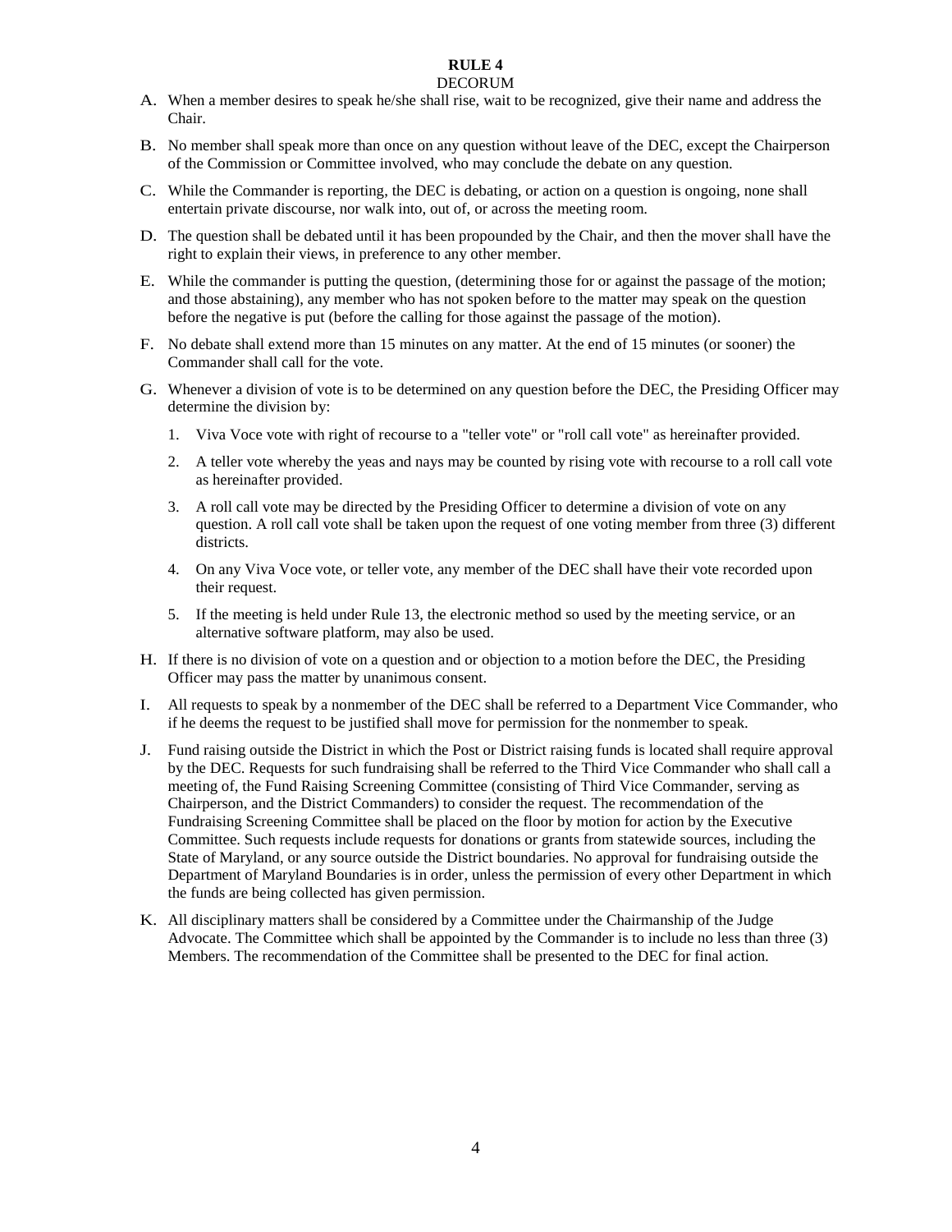# RULE 4

## DECORUM

A. When a member desires to speak he/she shall rise, wait to be recognized, give their name and address the Chair.

B. No member shall speak more than once on any question without leave of the DEC, except the Chairperson of the Commission or Committee involved, who may conclude the debate on any question.

C. While the Commander is reporting, the DEC is debating, or action on a question is ongoing, none shall entertain private discourse, nor walk into, out of, or across the meeting room.

D. The question shall be debated until it has been propounded by the Chair, and then the mover shall have the right to explain their views, in preference to any other member.

E. While the commander is putting the question, (determining those for or against the passage of the motion; and those abstaining), any member who has not spoken before to the matter may speak on the question before the negative is put (before the calling for those against the passage of the motion).

F. No debate shall extend more than 15 minutes on any matter. At the end of 15 minutes (or sooner) the Commander shall call for the vote.

G. Whenever a division of vote is to be determined on any question before the DEC, the Presiding Officer may determine the division by:

1. Viva Voce vote with right of recourse to a "teller vote" or "roll call vote" as hereinafter provided.
2. A teller vote whereby the yeas and nays may be counted by rising vote with recourse to a roll call vote as hereinafter provided.
3. A roll call vote may be directed by the Presiding Officer to determine a division of vote on any question. A roll call vote shall be taken upon the request of one voting member from three (3) different districts.
4. On any Viva Voce vote, or teller vote, any member of the DEC shall have their vote recorded upon their request.
5. If the meeting is held under Rule 13, the electronic method so used by the meeting service, or an alternative software platform, may also be used.

H. If there is no division of vote on a question and or objection to a motion before the DEC, the Presiding Officer may pass the matter by unanimous consent.

I. All requests to speak by a nonmember of the DEC shall be referred to a Department Vice Commander, who if he deems the request to be justified shall move for permission for the nonmember to speak.

J. Fund raising outside the District in which the Post or District raising funds is located shall require approval by the DEC. Requests for such fundraising shall be referred to the Third Vice Commander who shall call a meeting of, the Fund Raising Screening Committee (consisting of Third Vice Commander, serving as Chairperson, and the District Commanders) to consider the request. The recommendation of the Fundraising Screening Committee shall be placed on the floor by motion for action by the Executive Committee. Such requests include requests for donations or grants from statewide sources, including the State of Maryland, or any source outside the District boundaries. No approval for fundraising outside the Department of Maryland Boundaries is in order, unless the permission of every other Department in which the funds are being collected has given permission.

K. All disciplinary matters shall be considered by a Committee under the Chairmanship of the Judge Advocate. The Committee which shall be appointed by the Commander is to include no less than three (3) Members. The recommendation of the Committee shall be presented to the DEC for final action.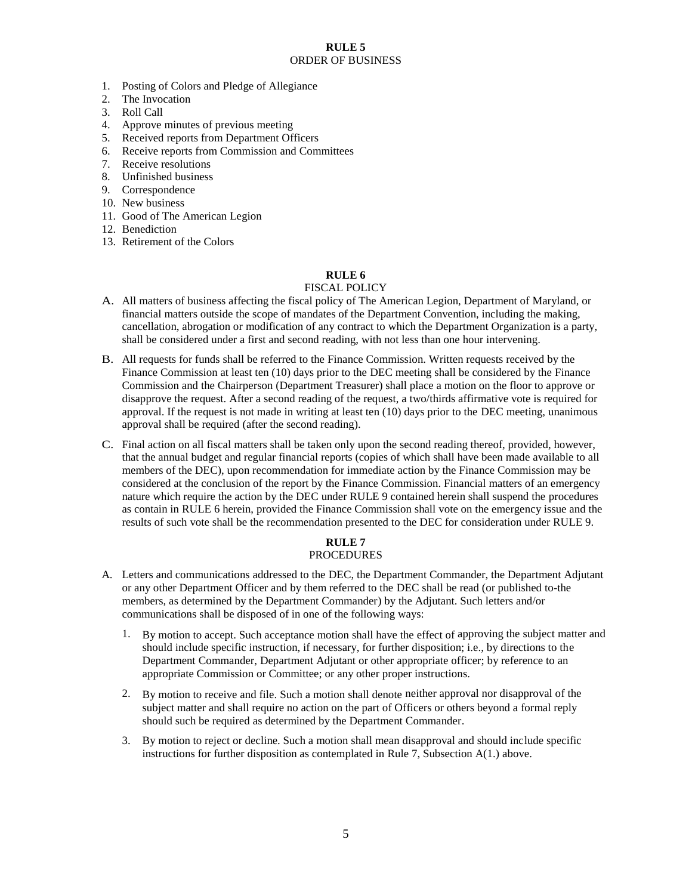## RULE 5
ORDER OF BUSINESS

1. Posting of Colors and Pledge of Allegiance
2. The Invocation
3. Roll Call
4. Approve minutes of previous meeting
5. Received reports from Department Officers
6. Receive reports from Commission and Committees
7. Receive resolutions
8. Unfinished business
9. Correspondence
10. New business
11. Good of The American Legion
12. Benediction
13. Retirement of the Colors

## RULE 6
FISCAL POLICY

A. All matters of business affecting the fiscal policy of The American Legion, Department of Maryland, or financial matters outside the scope of mandates of the Department Convention, including the making, cancellation, abrogation or modification of any contract to which the Department Organization is a party, shall be considered under a first and second reading, with not less than one hour intervening.

B. All requests for funds shall be referred to the Finance Commission. Written requests received by the Finance Commission at least ten (10) days prior to the DEC meeting shall be considered by the Finance Commission and the Chairperson (Department Treasurer) shall place a motion on the floor to approve or disapprove the request. After a second reading of the request, a two/thirds affirmative vote is required for approval. If the request is not made in writing at least ten (10) days prior to the DEC meeting, unanimous approval shall be required (after the second reading).

C. Final action on all fiscal matters shall be taken only upon the second reading thereof, provided, however, that the annual budget and regular financial reports (copies of which shall have been made available to all members of the DEC), upon recommendation for immediate action by the Finance Commission may be considered at the conclusion of the report by the Finance Commission. Financial matters of an emergency nature which require the action by the DEC under RULE 9 contained herein shall suspend the procedures as contain in RULE 6 herein, provided the Finance Commission shall vote on the emergency issue and the results of such vote shall be the recommendation presented to the DEC for consideration under RULE 9.

## RULE 7
PROCEDURES

A. Letters and communications addressed to the DEC, the Department Commander, the Department Adjutant or any other Department Officer and by them referred to the DEC shall be read (or published to-the members, as determined by the Department Commander) by the Adjutant. Such letters and/or communications shall be disposed of in one of the following ways:

   1. By motion to accept. Such acceptance motion shall have the effect of approving the subject matter and should include specific instruction, if necessary, for further disposition; i.e., by directions to the Department Commander, Department Adjutant or other appropriate officer; by reference to an appropriate Commission or Committee; or any other proper instructions.

   2. By motion to receive and file. Such a motion shall denote neither approval nor disapproval of the subject matter and shall require no action on the part of Officers or others beyond a formal reply should such be required as determined by the Department Commander.

   3. By motion to reject or decline. Such a motion shall mean disapproval and should include specific instructions for further disposition as contemplated in Rule 7, Subsection A(1.) above.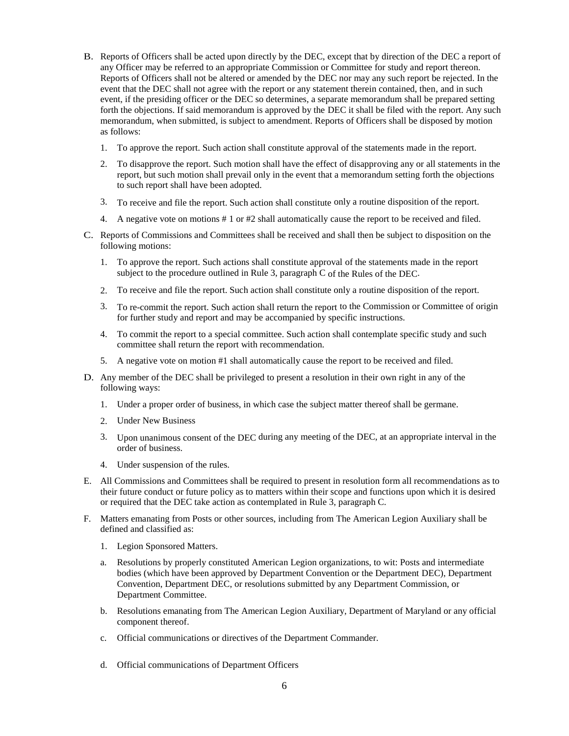B. Reports of Officers shall be acted upon directly by the DEC, except that by direction of the DEC a report of any Officer may be referred to an appropriate Commission or Committee for study and report thereon. Reports of Officers shall not be altered or amended by the DEC nor may any such report be rejected. In the event that the DEC shall not agree with the report or any statement therein contained, then, and in such event, if the presiding officer or the DEC so determines, a separate memorandum shall be prepared setting forth the objections. If said memorandum is approved by the DEC it shall be filed with the report. Any such memorandum, when submitted, is subject to amendment. Reports of Officers shall be disposed by motion as follows:

   1. To approve the report. Such action shall constitute approval of the statements made in the report.
   2. To disapprove the report. Such motion shall have the effect of disapproving any or all statements in the report, but such motion shall prevail only in the event that a memorandum setting forth the objections to such report shall have been adopted.
   3. To receive and file the report. Such action shall constitute only a routine disposition of the report.
   4. A negative vote on motions # 1 or #2 shall automatically cause the report to be received and filed.

C. Reports of Commissions and Committees shall be received and shall then be subject to disposition on the following motions:

   1. To approve the report. Such actions shall constitute approval of the statements made in the report subject to the procedure outlined in Rule 3, paragraph C of the Rules of the DEC.
   2. To receive and file the report. Such action shall constitute only a routine disposition of the report.
   3. To re-commit the report. Such action shall return the report to the Commission or Committee of origin for further study and report and may be accompanied by specific instructions.
   4. To commit the report to a special committee. Such action shall contemplate specific study and such committee shall return the report with recommendation.
   5. A negative vote on motion #1 shall automatically cause the report to be received and filed.

D. Any member of the DEC shall be privileged to present a resolution in their own right in any of the following ways:

   1. Under a proper order of business, in which case the subject matter thereof shall be germane.
   2. Under New Business
   3. Upon unanimous consent of the DEC during any meeting of the DEC, at an appropriate interval in the order of business.
   4. Under suspension of the rules.

E. All Commissions and Committees shall be required to present in resolution form all recommendations as to their future conduct or future policy as to matters within their scope and functions upon which it is desired or required that the DEC take action as contemplated in Rule 3, paragraph C.

F. Matters emanating from Posts or other sources, including from The American Legion Auxiliary shall be defined and classified as:

   1. Legion Sponsored Matters.

   a. Resolutions by properly constituted American Legion organizations, to wit: Posts and intermediate bodies (which have been approved by Department Convention or the Department DEC), Department Convention, Department DEC, or resolutions submitted by any Department Commission, or Department Committee.

   b. Resolutions emanating from The American Legion Auxiliary, Department of Maryland or any official component thereof.

   c. Official communications or directives of the Department Commander.

   d. Official communications of Department Officers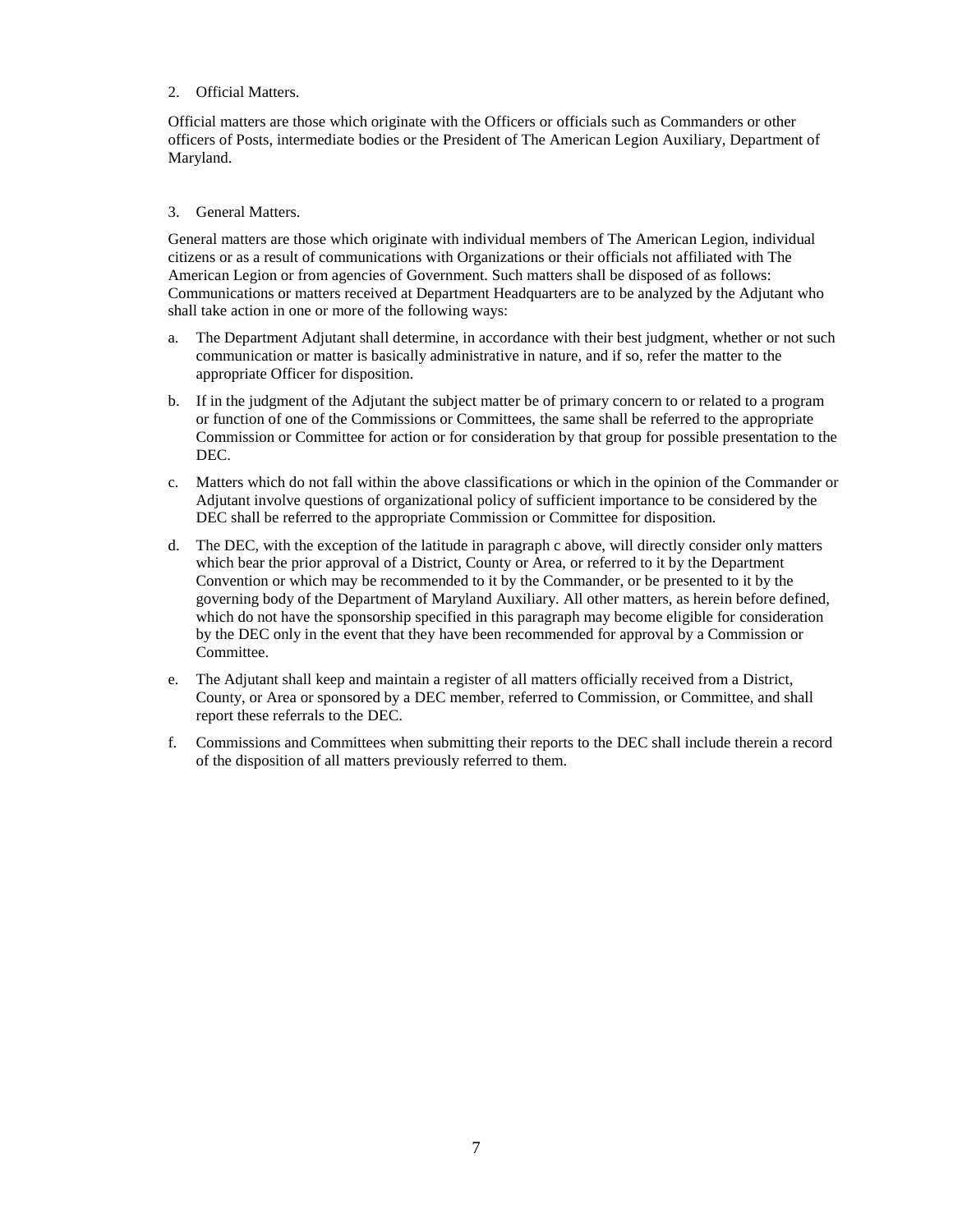2. Official Matters.

Official matters are those which originate with the Officers or officials such as Commanders or other officers of Posts, intermediate bodies or the President of The American Legion Auxiliary, Department of Maryland.

3. General Matters.

General matters are those which originate with individual members of The American Legion, individual citizens or as a result of communications with Organizations or their officials not affiliated with The American Legion or from agencies of Government. Such matters shall be disposed of as follows: Communications or matters received at Department Headquarters are to be analyzed by the Adjutant who shall take action in one or more of the following ways:

a. The Department Adjutant shall determine, in accordance with their best judgment, whether or not such communication or matter is basically administrative in nature, and if so, refer the matter to the appropriate Officer for disposition.

b. If in the judgment of the Adjutant the subject matter be of primary concern to or related to a program or function of one of the Commissions or Committees, the same shall be referred to the appropriate Commission or Committee for action or for consideration by that group for possible presentation to the DEC.

c. Matters which do not fall within the above classifications or which in the opinion of the Commander or Adjutant involve questions of organizational policy of sufficient importance to be considered by the DEC shall be referred to the appropriate Commission or Committee for disposition.

d. The DEC, with the exception of the latitude in paragraph c above, will directly consider only matters which bear the prior approval of a District, County or Area, or referred to it by the Department Convention or which may be recommended to it by the Commander, or be presented to it by the governing body of the Department of Maryland Auxiliary. All other matters, as herein before defined, which do not have the sponsorship specified in this paragraph may become eligible for consideration by the DEC only in the event that they have been recommended for approval by a Commission or Committee.

e. The Adjutant shall keep and maintain a register of all matters officially received from a District, County, or Area or sponsored by a DEC member, referred to Commission, or Committee, and shall report these referrals to the DEC.

f. Commissions and Committees when submitting their reports to the DEC shall include therein a record of the disposition of all matters previously referred to them.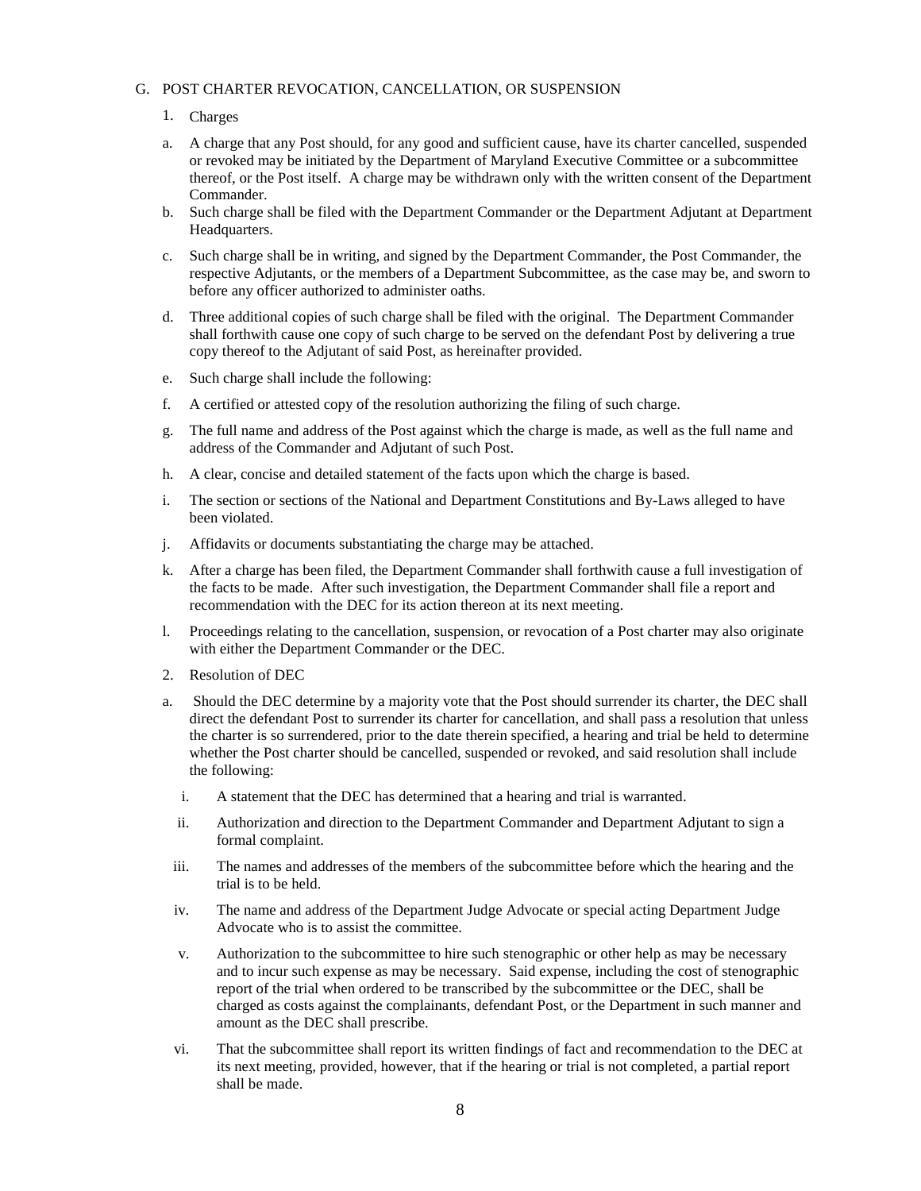G. POST CHARTER REVOCATION, CANCELLATION, OR SUSPENSION

1. Charges

a. A charge that any Post should, for any good and sufficient cause, have its charter cancelled, suspended or revoked may be initiated by the Department of Maryland Executive Committee or a subcommittee thereof, or the Post itself. A charge may be withdrawn only with the written consent of the Department Commander.

b. Such charge shall be filed with the Department Commander or the Department Adjutant at Department Headquarters.

c. Such charge shall be in writing, and signed by the Department Commander, the Post Commander, the respective Adjutants, or the members of a Department Subcommittee, as the case may be, and sworn to before any officer authorized to administer oaths.

d. Three additional copies of such charge shall be filed with the original. The Department Commander shall forthwith cause one copy of such charge to be served on the defendant Post by delivering a true copy thereof to the Adjutant of said Post, as hereinafter provided.

e. Such charge shall include the following:

f. A certified or attested copy of the resolution authorizing the filing of such charge.

g. The full name and address of the Post against which the charge is made, as well as the full name and address of the Commander and Adjutant of such Post.

h. A clear, concise and detailed statement of the facts upon which the charge is based.

i. The section or sections of the National and Department Constitutions and By-Laws alleged to have been violated.

j. Affidavits or documents substantiating the charge may be attached.

k. After a charge has been filed, the Department Commander shall forthwith cause a full investigation of the facts to be made. After such investigation, the Department Commander shall file a report and recommendation with the DEC for its action thereon at its next meeting.

l. Proceedings relating to the cancellation, suspension, or revocation of a Post charter may also originate with either the Department Commander or the DEC.

2. Resolution of DEC

a. Should the DEC determine by a majority vote that the Post should surrender its charter, the DEC shall direct the defendant Post to surrender its charter for cancellation, and shall pass a resolution that unless the charter is so surrendered, prior to the date therein specified, a hearing and trial be held to determine whether the Post charter should be cancelled, suspended or revoked, and said resolution shall include the following:

   i. A statement that the DEC has determined that a hearing and trial is warranted.

   ii. Authorization and direction to the Department Commander and Department Adjutant to sign a formal complaint.

   iii. The names and addresses of the members of the subcommittee before which the hearing and the trial is to be held.

   iv. The name and address of the Department Judge Advocate or special acting Department Judge Advocate who is to assist the committee.

   v. Authorization to the subcommittee to hire such stenographic or other help as may be necessary and to incur such expense as may be necessary. Said expense, including the cost of stenographic report of the trial when ordered to be transcribed by the subcommittee or the DEC, shall be charged as costs against the complainants, defendant Post, or the Department in such manner and amount as the DEC shall prescribe.

   vi. That the subcommittee shall report its written findings of fact and recommendation to the DEC at its next meeting, provided, however, that if the hearing or trial is not completed, a partial report shall be made.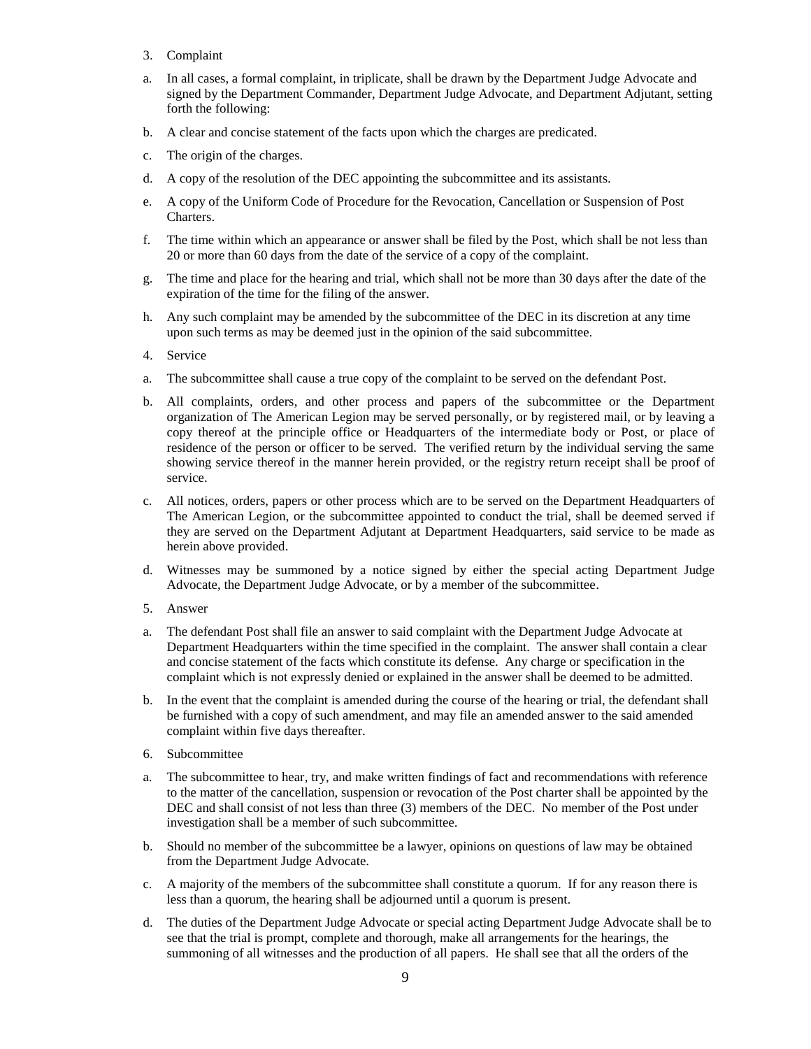3. Complaint

a. In all cases, a formal complaint, in triplicate, shall be drawn by the Department Judge Advocate and signed by the Department Commander, Department Judge Advocate, and Department Adjutant, setting forth the following:

b. A clear and concise statement of the facts upon which the charges are predicated.

c. The origin of the charges.

d. A copy of the resolution of the DEC appointing the subcommittee and its assistants.

e. A copy of the Uniform Code of Procedure for the Revocation, Cancellation or Suspension of Post Charters.

f. The time within which an appearance or answer shall be filed by the Post, which shall be not less than 20 or more than 60 days from the date of the service of a copy of the complaint.

g. The time and place for the hearing and trial, which shall not be more than 30 days after the date of the expiration of the time for the filing of the answer.

h. Any such complaint may be amended by the subcommittee of the DEC in its discretion at any time upon such terms as may be deemed just in the opinion of the said subcommittee.

4. Service

a. The subcommittee shall cause a true copy of the complaint to be served on the defendant Post.

b. All complaints, orders, and other process and papers of the subcommittee or the Department organization of The American Legion may be served personally, or by registered mail, or by leaving a copy thereof at the principle office or Headquarters of the intermediate body or Post, or place of residence of the person or officer to be served. The verified return by the individual serving the same showing service thereof in the manner herein provided, or the registry return receipt shall be proof of service.

c. All notices, orders, papers or other process which are to be served on the Department Headquarters of The American Legion, or the subcommittee appointed to conduct the trial, shall be deemed served if they are served on the Department Adjutant at Department Headquarters, said service to be made as herein above provided.

d. Witnesses may be summoned by a notice signed by either the special acting Department Judge Advocate, the Department Judge Advocate, or by a member of the subcommittee.

5. Answer

a. The defendant Post shall file an answer to said complaint with the Department Judge Advocate at Department Headquarters within the time specified in the complaint. The answer shall contain a clear and concise statement of the facts which constitute its defense. Any charge or specification in the complaint which is not expressly denied or explained in the answer shall be deemed to be admitted.

b. In the event that the complaint is amended during the course of the hearing or trial, the defendant shall be furnished with a copy of such amendment, and may file an amended answer to the said amended complaint within five days thereafter.

6. Subcommittee

a. The subcommittee to hear, try, and make written findings of fact and recommendations with reference to the matter of the cancellation, suspension or revocation of the Post charter shall be appointed by the DEC and shall consist of not less than three (3) members of the DEC. No member of the Post under investigation shall be a member of such subcommittee.

b. Should no member of the subcommittee be a lawyer, opinions on questions of law may be obtained from the Department Judge Advocate.

c. A majority of the members of the subcommittee shall constitute a quorum. If for any reason there is less than a quorum, the hearing shall be adjourned until a quorum is present.

d. The duties of the Department Judge Advocate or special acting Department Judge Advocate shall be to see that the trial is prompt, complete and thorough, make all arrangements for the hearings, the summoning of all witnesses and the production of all papers. He shall see that all the orders of the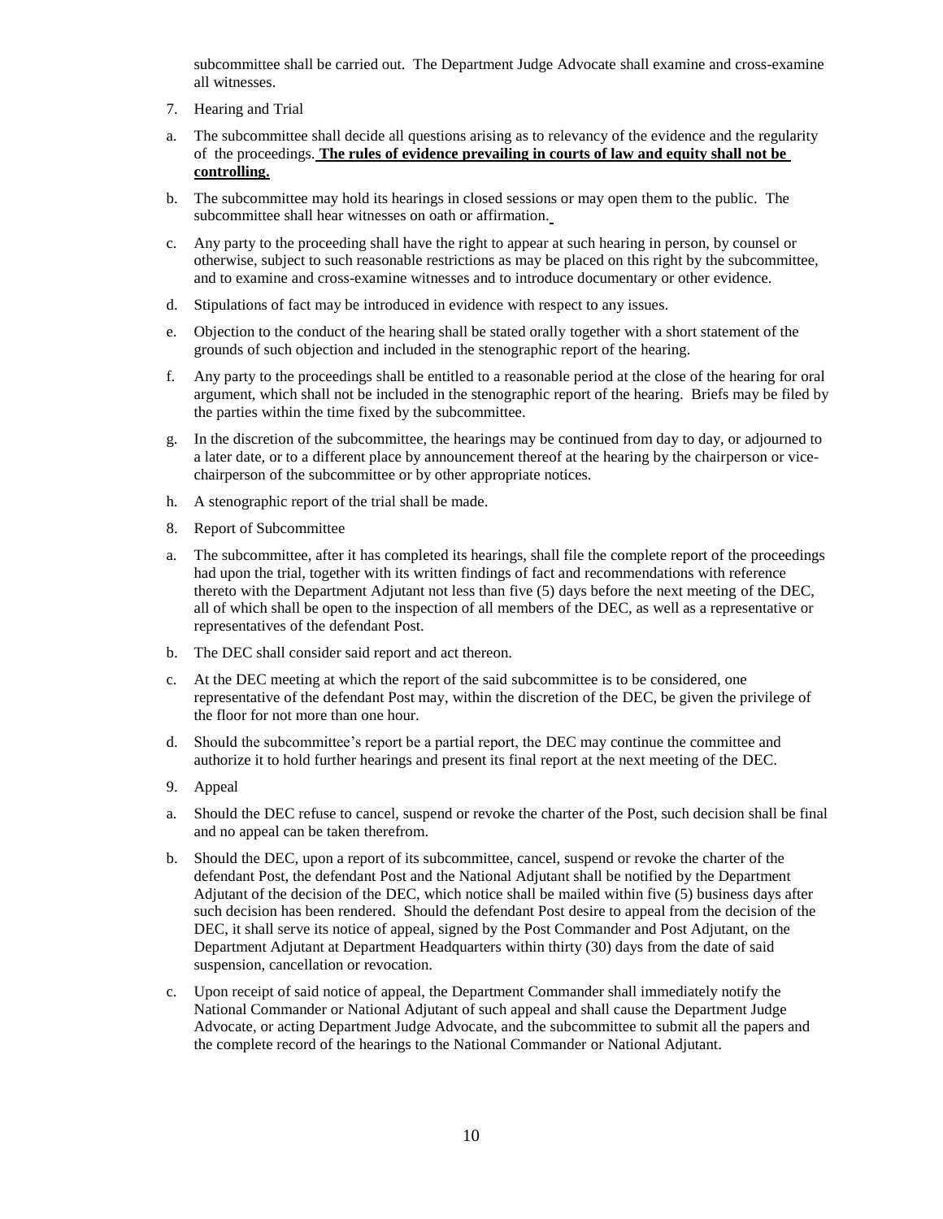subcommittee shall be carried out. The Department Judge Advocate shall examine and cross-examine all witnesses.

7. Hearing and Trial

a. The subcommittee shall decide all questions arising as to relevancy of the evidence and the regularity of the proceedings. **<u>The rules of evidence prevailing in courts of law and equity shall not be controlling.</u>**

b. The subcommittee may hold its hearings in closed sessions or may open them to the public. The subcommittee shall hear witnesses on oath or affirmation.

c. Any party to the proceeding shall have the right to appear at such hearing in person, by counsel or otherwise, subject to such reasonable restrictions as may be placed on this right by the subcommittee, and to examine and cross-examine witnesses and to introduce documentary or other evidence.

d. Stipulations of fact may be introduced in evidence with respect to any issues.

e. Objection to the conduct of the hearing shall be stated orally together with a short statement of the grounds of such objection and included in the stenographic report of the hearing.

f. Any party to the proceedings shall be entitled to a reasonable period at the close of the hearing for oral argument, which shall not be included in the stenographic report of the hearing. Briefs may be filed by the parties within the time fixed by the subcommittee.

g. In the discretion of the subcommittee, the hearings may be continued from day to day, or adjourned to a later date, or to a different place by announcement thereof at the hearing by the chairperson or vice-chairperson of the subcommittee or by other appropriate notices.

h. A stenographic report of the trial shall be made.

8. Report of Subcommittee

a. The subcommittee, after it has completed its hearings, shall file the complete report of the proceedings had upon the trial, together with its written findings of fact and recommendations with reference thereto with the Department Adjutant not less than five (5) days before the next meeting of the DEC, all of which shall be open to the inspection of all members of the DEC, as well as a representative or representatives of the defendant Post.

b. The DEC shall consider said report and act thereon.

c. At the DEC meeting at which the report of the said subcommittee is to be considered, one representative of the defendant Post may, within the discretion of the DEC, be given the privilege of the floor for not more than one hour.

d. Should the subcommittee's report be a partial report, the DEC may continue the committee and authorize it to hold further hearings and present its final report at the next meeting of the DEC.

9. Appeal

a. Should the DEC refuse to cancel, suspend or revoke the charter of the Post, such decision shall be final and no appeal can be taken therefrom.

b. Should the DEC, upon a report of its subcommittee, cancel, suspend or revoke the charter of the defendant Post, the defendant Post and the National Adjutant shall be notified by the Department Adjutant of the decision of the DEC, which notice shall be mailed within five (5) business days after such decision has been rendered. Should the defendant Post desire to appeal from the decision of the DEC, it shall serve its notice of appeal, signed by the Post Commander and Post Adjutant, on the Department Adjutant at Department Headquarters within thirty (30) days from the date of said suspension, cancellation or revocation.

c. Upon receipt of said notice of appeal, the Department Commander shall immediately notify the National Commander or National Adjutant of such appeal and shall cause the Department Judge Advocate, or acting Department Judge Advocate, and the subcommittee to submit all the papers and the complete record of the hearings to the National Commander or National Adjutant.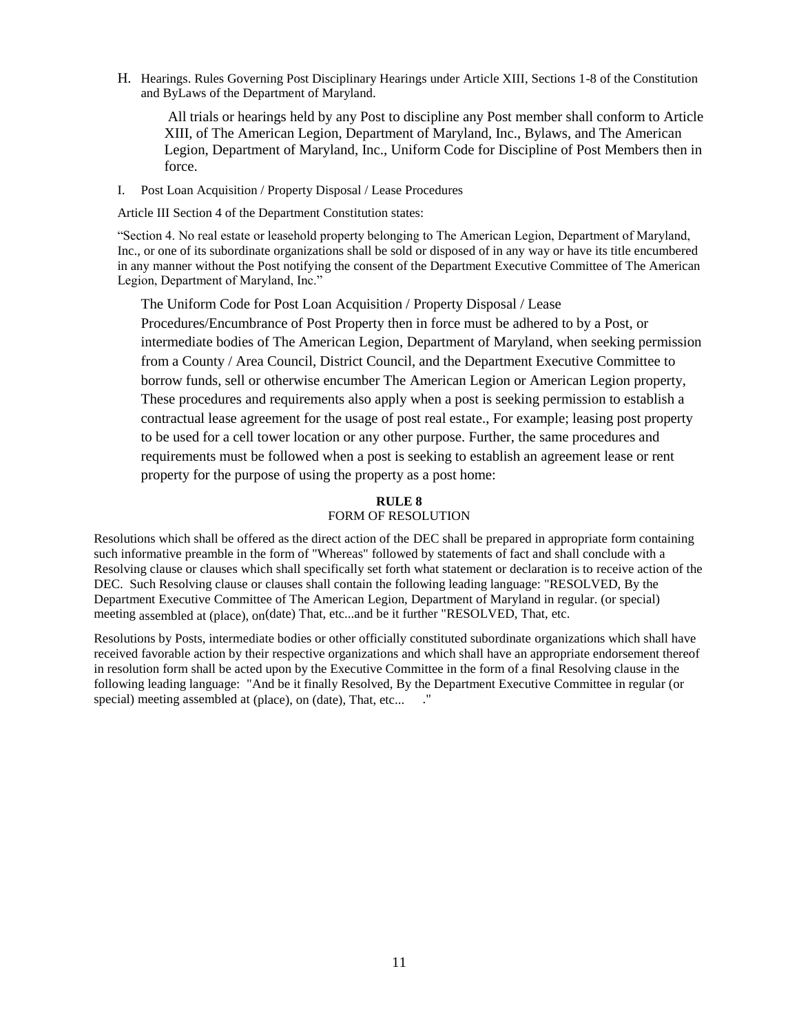H. Hearings. Rules Governing Post Disciplinary Hearings under Article XIII, Sections 1-8 of the Constitution and ByLaws of the Department of Maryland.

> All trials or hearings held by any Post to discipline any Post member shall conform to Article XIII, of The American Legion, Department of Maryland, Inc., Bylaws, and The American Legion, Department of Maryland, Inc., Uniform Code for Discipline of Post Members then in force.

I. Post Loan Acquisition / Property Disposal / Lease Procedures

Article III Section 4 of the Department Constitution states:

"Section 4. No real estate or leasehold property belonging to The American Legion, Department of Maryland, Inc., or one of its subordinate organizations shall be sold or disposed of in any way or have its title encumbered in any manner without the Post notifying the consent of the Department Executive Committee of The American Legion, Department of Maryland, Inc."

> The Uniform Code for Post Loan Acquisition / Property Disposal / Lease Procedures/Encumbrance of Post Property then in force must be adhered to by a Post, or intermediate bodies of The American Legion, Department of Maryland, when seeking permission from a County / Area Council, District Council, and the Department Executive Committee to borrow funds, sell or otherwise encumber The American Legion or American Legion property, These procedures and requirements also apply when a post is seeking permission to establish a contractual lease agreement for the usage of post real estate., For example; leasing post property to be used for a cell tower location or any other purpose. Further, the same procedures and requirements must be followed when a post is seeking to establish an agreement lease or rent property for the purpose of using the property as a post home:

## RULE 8
### FORM OF RESOLUTION

Resolutions which shall be offered as the direct action of the DEC shall be prepared in appropriate form containing such informative preamble in the form of "Whereas" followed by statements of fact and shall conclude with a Resolving clause or clauses which shall specifically set forth what statement or declaration is to receive action of the DEC. Such Resolving clause or clauses shall contain the following leading language: "RESOLVED, By the Department Executive Committee of The American Legion, Department of Maryland in regular. (or special) meeting assembled at (place), on(date) That, etc...and be it further "RESOLVED, That, etc.

Resolutions by Posts, intermediate bodies or other officially constituted subordinate organizations which shall have received favorable action by their respective organizations and which shall have an appropriate endorsement thereof in resolution form shall be acted upon by the Executive Committee in the form of a final Resolving clause in the following leading language: "And be it finally Resolved, By the Department Executive Committee in regular (or special) meeting assembled at (place), on (date), That, etc... ."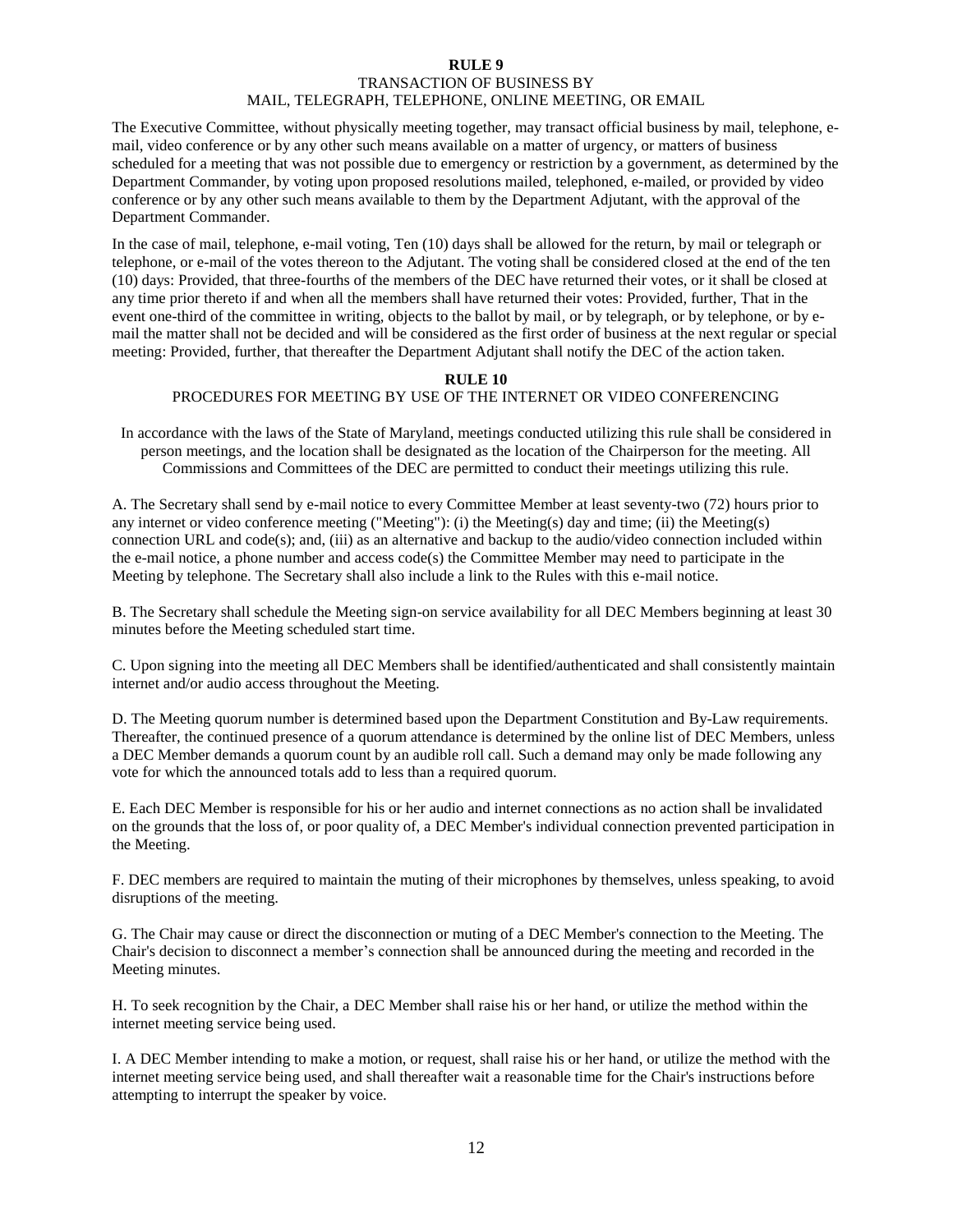## RULE 9
### TRANSACTION OF BUSINESS BY MAIL, TELEGRAPH, TELEPHONE, ONLINE MEETING, OR EMAIL

The Executive Committee, without physically meeting together, may transact official business by mail, telephone, e-mail, video conference or by any other such means available on a matter of urgency, or matters of business scheduled for a meeting that was not possible due to emergency or restriction by a government, as determined by the Department Commander, by voting upon proposed resolutions mailed, telephoned, e-mailed, or provided by video conference or by any other such means available to them by the Department Adjutant, with the approval of the Department Commander.

In the case of mail, telephone, e-mail voting, Ten (10) days shall be allowed for the return, by mail or telegraph or telephone, or e-mail of the votes thereon to the Adjutant. The voting shall be considered closed at the end of the ten (10) days: Provided, that three-fourths of the members of the DEC have returned their votes, or it shall be closed at any time prior thereto if and when all the members shall have returned their votes: Provided, further, That in the event one-third of the committee in writing, objects to the ballot by mail, or by telegraph, or by telephone, or by e-mail the matter shall not be decided and will be considered as the first order of business at the next regular or special meeting: Provided, further, that thereafter the Department Adjutant shall notify the DEC of the action taken.

## RULE 10
### PROCEDURES FOR MEETING BY USE OF THE INTERNET OR VIDEO CONFERENCING

In accordance with the laws of the State of Maryland, meetings conducted utilizing this rule shall be considered in person meetings, and the location shall be designated as the location of the Chairperson for the meeting. All Commissions and Committees of the DEC are permitted to conduct their meetings utilizing this rule.

A. The Secretary shall send by e-mail notice to every Committee Member at least seventy-two (72) hours prior to any internet or video conference meeting ("Meeting"): (i) the Meeting(s) day and time; (ii) the Meeting(s) connection URL and code(s); and, (iii) as an alternative and backup to the audio/video connection included within the e-mail notice, a phone number and access code(s) the Committee Member may need to participate in the Meeting by telephone. The Secretary shall also include a link to the Rules with this e-mail notice.

B. The Secretary shall schedule the Meeting sign-on service availability for all DEC Members beginning at least 30 minutes before the Meeting scheduled start time.

C. Upon signing into the meeting all DEC Members shall be identified/authenticated and shall consistently maintain internet and/or audio access throughout the Meeting.

D. The Meeting quorum number is determined based upon the Department Constitution and By-Law requirements. Thereafter, the continued presence of a quorum attendance is determined by the online list of DEC Members, unless a DEC Member demands a quorum count by an audible roll call. Such a demand may only be made following any vote for which the announced totals add to less than a required quorum.

E. Each DEC Member is responsible for his or her audio and internet connections as no action shall be invalidated on the grounds that the loss of, or poor quality of, a DEC Member's individual connection prevented participation in the Meeting.

F. DEC members are required to maintain the muting of their microphones by themselves, unless speaking, to avoid disruptions of the meeting.

G. The Chair may cause or direct the disconnection or muting of a DEC Member's connection to the Meeting. The Chair's decision to disconnect a member's connection shall be announced during the meeting and recorded in the Meeting minutes.

H. To seek recognition by the Chair, a DEC Member shall raise his or her hand, or utilize the method within the internet meeting service being used.

I. A DEC Member intending to make a motion, or request, shall raise his or her hand, or utilize the method with the internet meeting service being used, and shall thereafter wait a reasonable time for the Chair's instructions before attempting to interrupt the speaker by voice.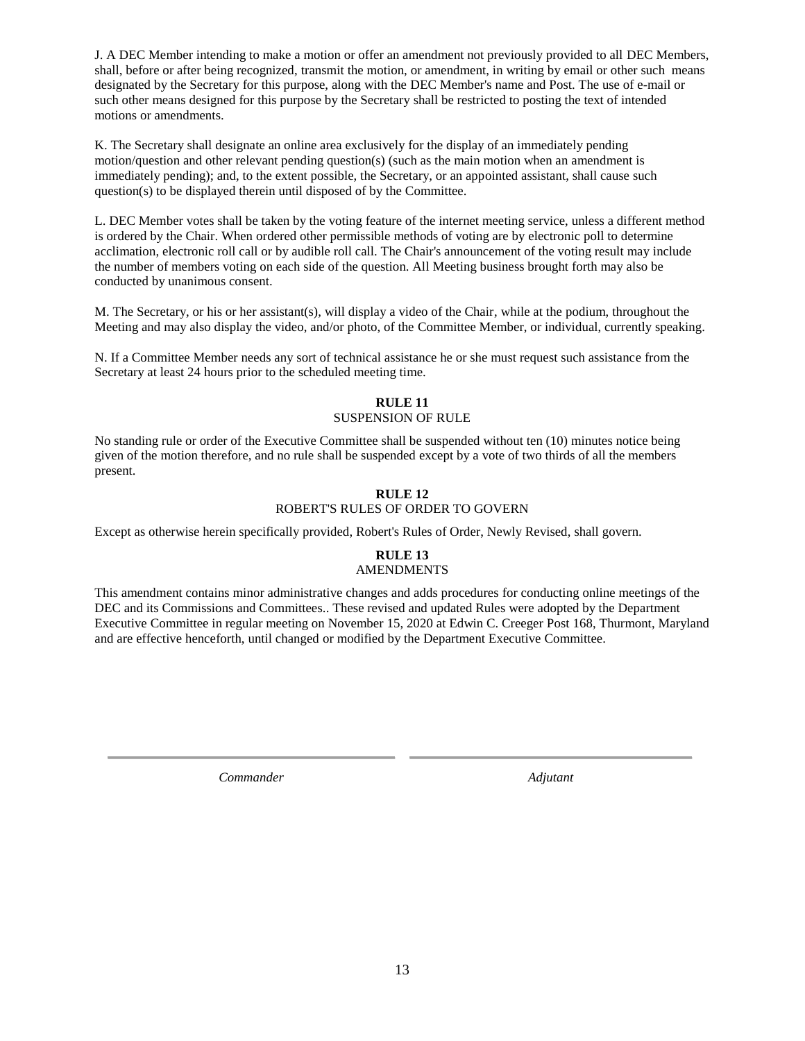J. A DEC Member intending to make a motion or offer an amendment not previously provided to all DEC Members, shall, before or after being recognized, transmit the motion, or amendment, in writing by email or other such means designated by the Secretary for this purpose, along with the DEC Member's name and Post. The use of e-mail or such other means designed for this purpose by the Secretary shall be restricted to posting the text of intended motions or amendments.

K. The Secretary shall designate an online area exclusively for the display of an immediately pending motion/question and other relevant pending question(s) (such as the main motion when an amendment is immediately pending); and, to the extent possible, the Secretary, or an appointed assistant, shall cause such question(s) to be displayed therein until disposed of by the Committee.

L. DEC Member votes shall be taken by the voting feature of the internet meeting service, unless a different method is ordered by the Chair. When ordered other permissible methods of voting are by electronic poll to determine acclimation, electronic roll call or by audible roll call. The Chair's announcement of the voting result may include the number of members voting on each side of the question. All Meeting business brought forth may also be conducted by unanimous consent.

M. The Secretary, or his or her assistant(s), will display a video of the Chair, while at the podium, throughout the Meeting and may also display the video, and/or photo, of the Committee Member, or individual, currently speaking.

N. If a Committee Member needs any sort of technical assistance he or she must request such assistance from the Secretary at least 24 hours prior to the scheduled meeting time.

**RULE 11**
SUSPENSION OF RULE

No standing rule or order of the Executive Committee shall be suspended without ten (10) minutes notice being given of the motion therefore, and no rule shall be suspended except by a vote of two thirds of all the members present.

**RULE 12**
ROBERT'S RULES OF ORDER TO GOVERN

Except as otherwise herein specifically provided, Robert's Rules of Order, Newly Revised, shall govern.

**RULE 13**
AMENDMENTS

This amendment contains minor administrative changes and adds procedures for conducting online meetings of the DEC and its Commissions and Committees.. These revised and updated Rules were adopted by the Department Executive Committee in regular meeting on November 15, 2020 at Edwin C. Creeger Post 168, Thurmont, Maryland and are effective henceforth, until changed or modified by the Department Executive Committee.

| | |
|---|---|
| *Commander* | *Adjutant* |